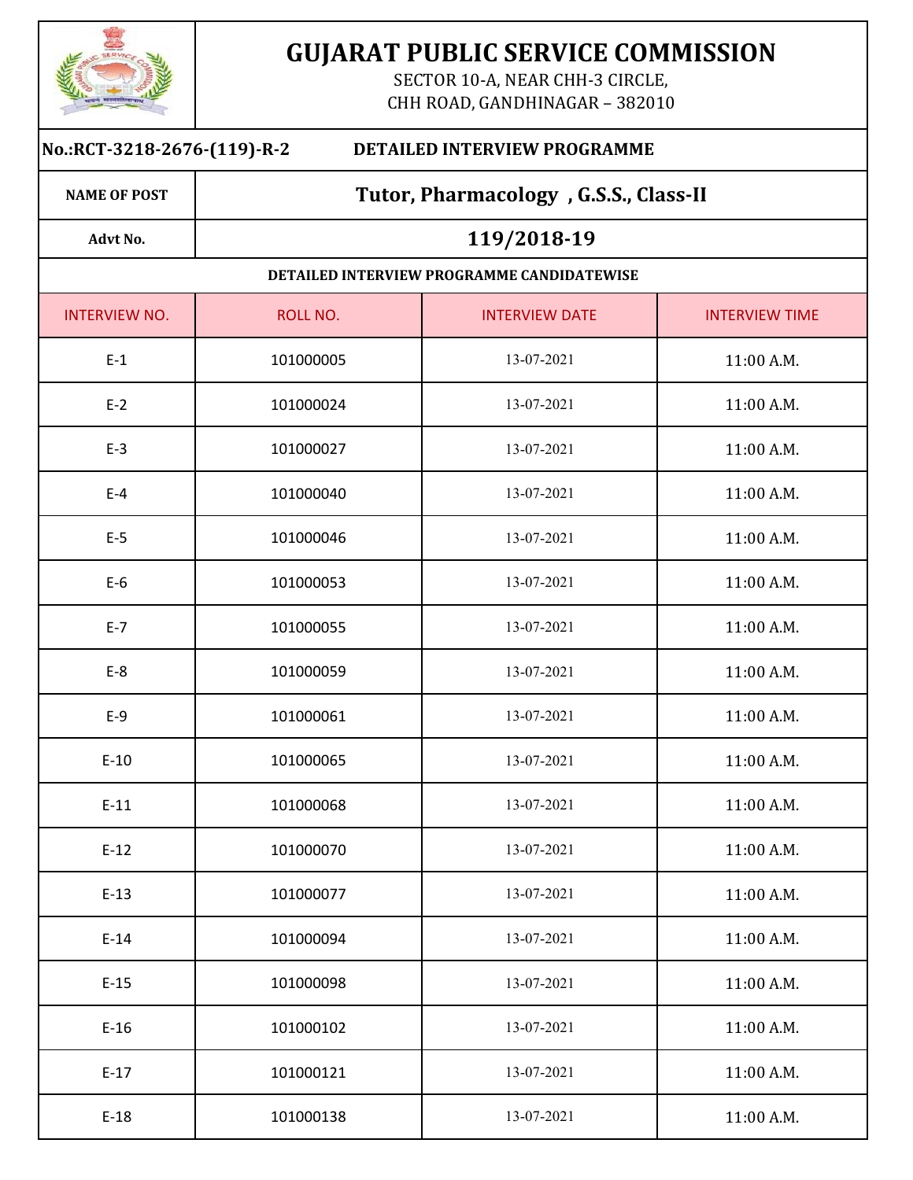# GUJARAT PUBLIC SERVICE COMMISSION

SECTOR 10-A, NEAR CHH-3 CIRCLE,
CHH ROAD, GANDHINAGAR – 382010

**No.:RCT-3218-2676-(119)-R-2** **DETAILED INTERVIEW PROGRAMME**

| **NAME OF POST** | **Tutor, Pharmacology , G.S.S., Class-II** |
|---|---|
| **Advt No.** | **119/2018-19** |

**DETAILED INTERVIEW PROGRAMME CANDIDATEWISE**

| INTERVIEW NO. | ROLL NO. | INTERVIEW DATE | INTERVIEW TIME |
|---|---|---|---|
| E-1 | 101000005 | 13-07-2021 | 11:00 A.M. |
| E-2 | 101000024 | 13-07-2021 | 11:00 A.M. |
| E-3 | 101000027 | 13-07-2021 | 11:00 A.M. |
| E-4 | 101000040 | 13-07-2021 | 11:00 A.M. |
| E-5 | 101000046 | 13-07-2021 | 11:00 A.M. |
| E-6 | 101000053 | 13-07-2021 | 11:00 A.M. |
| E-7 | 101000055 | 13-07-2021 | 11:00 A.M. |
| E-8 | 101000059 | 13-07-2021 | 11:00 A.M. |
| E-9 | 101000061 | 13-07-2021 | 11:00 A.M. |
| E-10 | 101000065 | 13-07-2021 | 11:00 A.M. |
| E-11 | 101000068 | 13-07-2021 | 11:00 A.M. |
| E-12 | 101000070 | 13-07-2021 | 11:00 A.M. |
| E-13 | 101000077 | 13-07-2021 | 11:00 A.M. |
| E-14 | 101000094 | 13-07-2021 | 11:00 A.M. |
| E-15 | 101000098 | 13-07-2021 | 11:00 A.M. |
| E-16 | 101000102 | 13-07-2021 | 11:00 A.M. |
| E-17 | 101000121 | 13-07-2021 | 11:00 A.M. |
| E-18 | 101000138 | 13-07-2021 | 11:00 A.M. |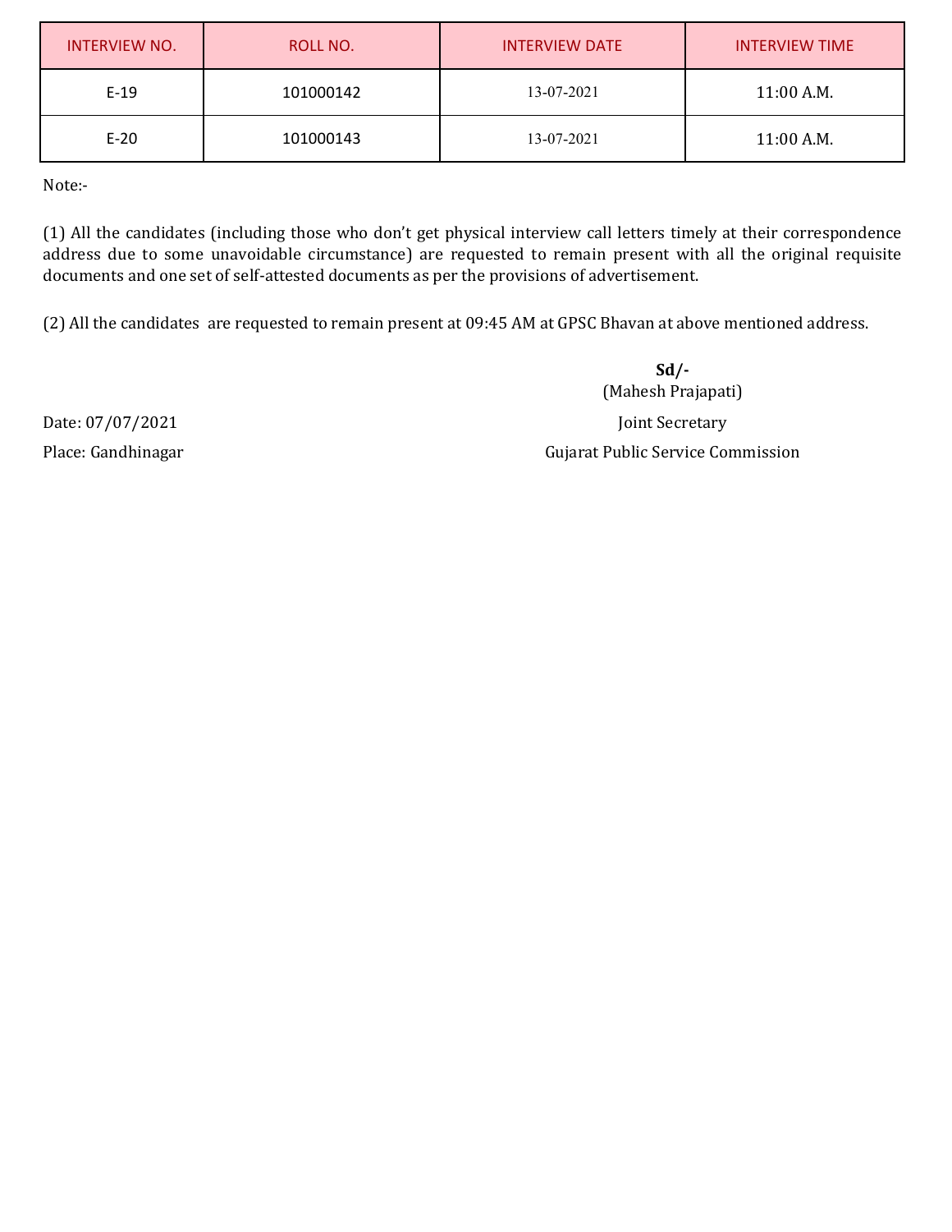| INTERVIEW NO. | ROLL NO. | INTERVIEW DATE | INTERVIEW TIME |
|---|---|---|---|
| E-19 | 101000142 | 13-07-2021 | 11:00 A.M. |
| E-20 | 101000143 | 13-07-2021 | 11:00 A.M. |

Note:-

(1) All the candidates (including those who don't get physical interview call letters timely at their correspondence address due to some unavoidable circumstance) are requested to remain present with all the original requisite documents and one set of self-attested documents as per the provisions of advertisement.

(2) All the candidates are requested to remain present at 09:45 AM at GPSC Bhavan at above mentioned address.

**Sd/-**
(Mahesh Prajapati)
Joint Secretary
Gujarat Public Service Commission

Date: 07/07/2021
Place: Gandhinagar